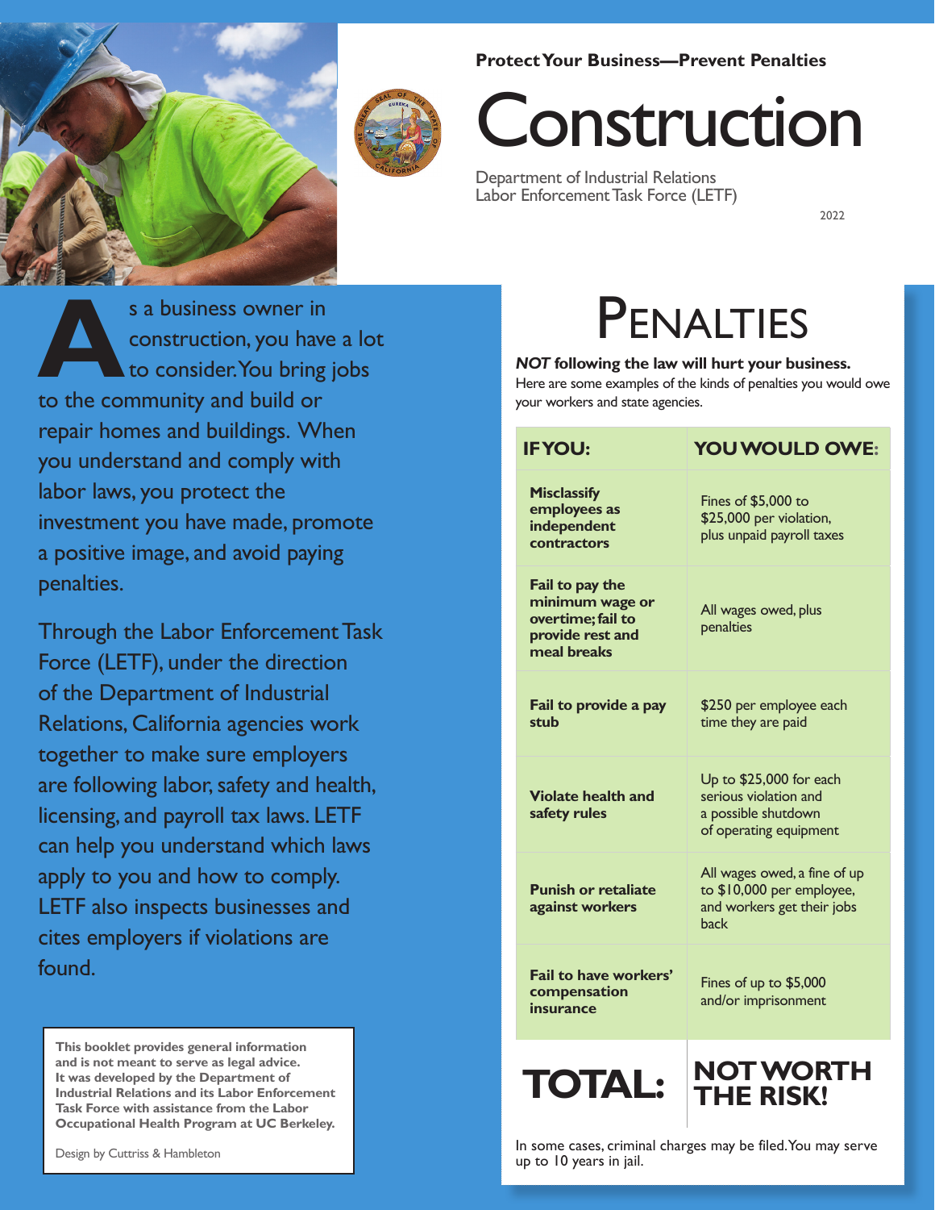**Protect Your Business—Prevent Penalties**

# Construction

Department of Industrial Relations
Labor Enforcement Task Force (LETF)

2022

As a business owner in construction, you have a lot to consider. You bring jobs to the community and build or repair homes and buildings. When you understand and comply with labor laws, you protect the investment you have made, promote a positive image, and avoid paying penalties.

Through the Labor Enforcement Task Force (LETF), under the direction of the Department of Industrial Relations, California agencies work together to make sure employers are following labor, safety and health, licensing, and payroll tax laws. LETF can help you understand which laws apply to you and how to comply. LETF also inspects businesses and cites employers if violations are found.

**This booklet provides general information and is not meant to serve as legal advice. It was developed by the Department of Industrial Relations and its Labor Enforcement Task Force with assistance from the Labor Occupational Health Program at UC Berkeley.**

Design by Cuttriss & Hambleton

## Penalties

***NOT*** **following the law will hurt your business.**
Here are some examples of the kinds of penalties you would owe your workers and state agencies.

| IF YOU: | YOU WOULD OWE: |
|---|---|
| **Misclassify employees as independent contractors** | Fines of $5,000 to $25,000 per violation, plus unpaid payroll taxes |
| **Fail to pay the minimum wage or overtime; fail to provide rest and meal breaks** | All wages owed, plus penalties |
| **Fail to provide a pay stub** | $250 per employee each time they are paid |
| **Violate health and safety rules** | Up to $25,000 for each serious violation and a possible shutdown of operating equipment |
| **Punish or retaliate against workers** | All wages owed, a fine of up to $10,000 per employee, and workers get their jobs back |
| **Fail to have workers' compensation insurance** | Fines of up to $5,000 and/or imprisonment |
| **TOTAL:** | **NOT WORTH THE RISK!** |

In some cases, criminal charges may be filed. You may serve up to 10 years in jail.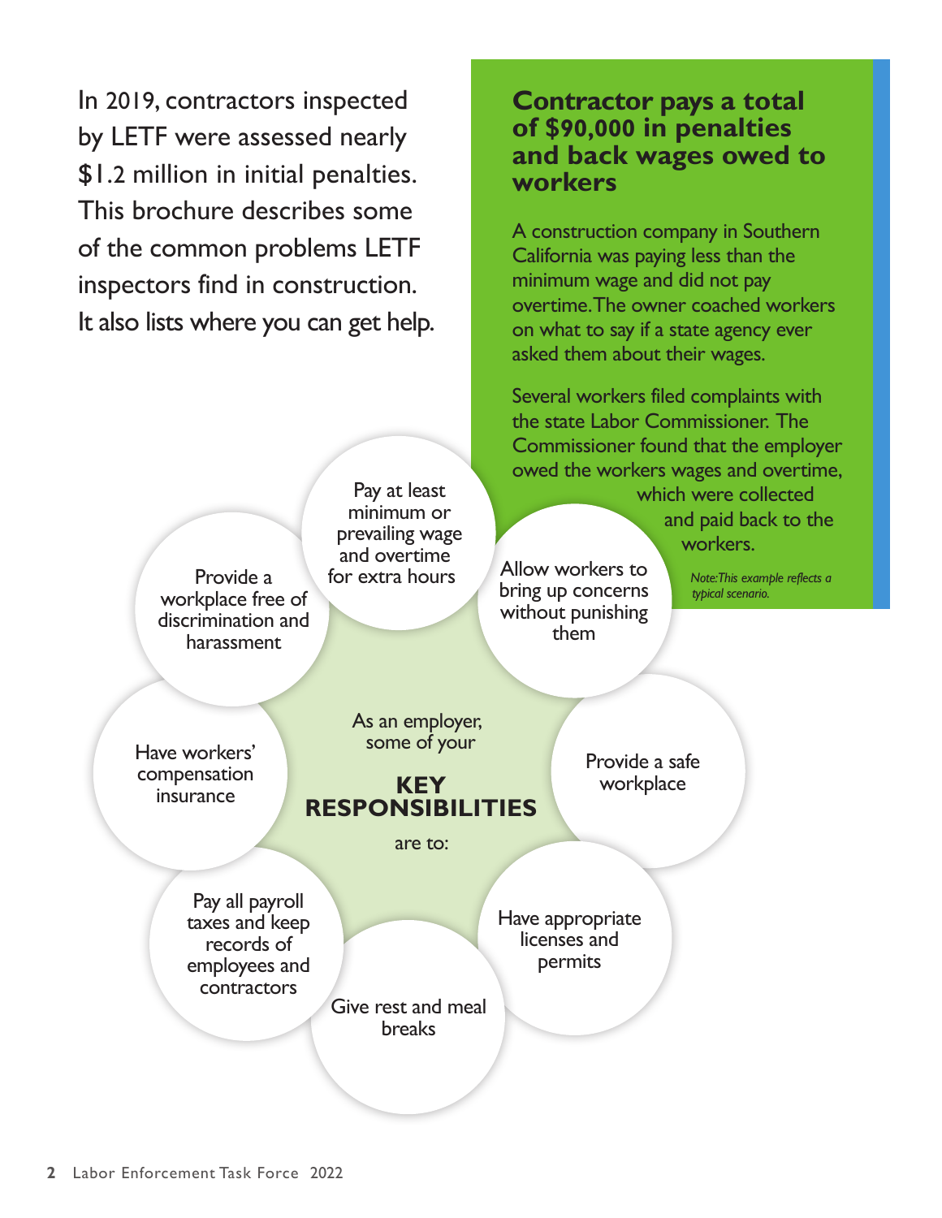In 2019, contractors inspected by LETF were assessed nearly $1.2 million in initial penalties. This brochure describes some of the common problems LETF inspectors find in construction. It also lists where you can get help.

## Contractor pays a total of $90,000 in penalties and back wages owed to workers

A construction company in Southern California was paying less than the minimum wage and did not pay overtime. The owner coached workers on what to say if a state agency ever asked them about their wages.

Several workers filed complaints with the state Labor Commissioner. The Commissioner found that the employer owed the workers wages and overtime, which were collected and paid back to the workers.

*Note: This example reflects a typical scenario.*

As an employer, some of your **KEY RESPONSIBILITIES** are to:

- Pay at least minimum or prevailing wage and overtime for extra hours
- Allow workers to bring up concerns without punishing them
- Provide a safe workplace
- Have appropriate licenses and permits
- Give rest and meal breaks
- Pay all payroll taxes and keep records of employees and contractors
- Have workers' compensation insurance
- Provide a workplace free of discrimination and harassment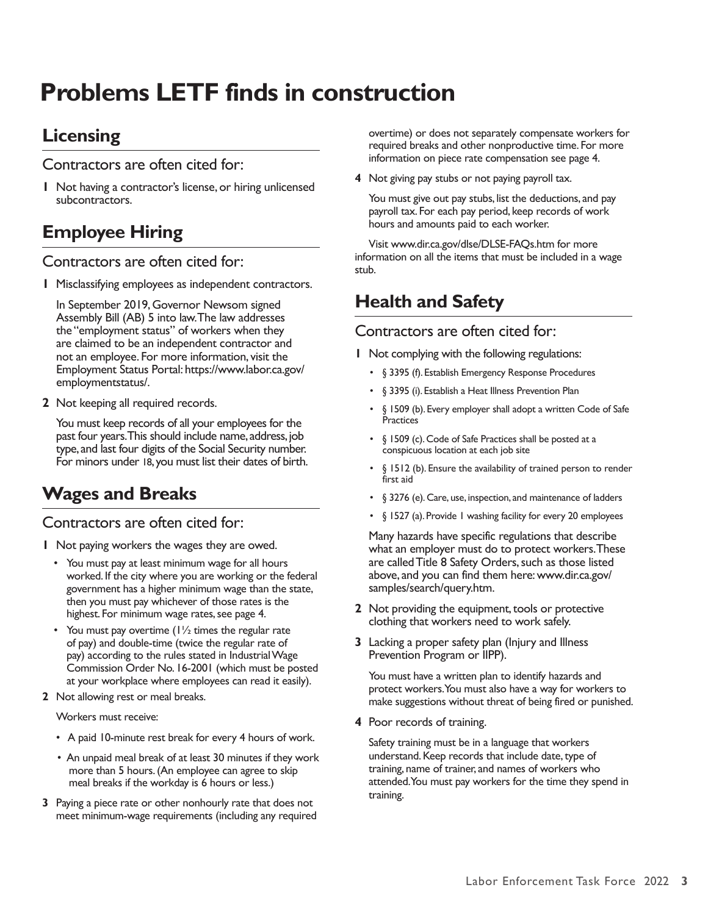# Problems LETF finds in construction

## Licensing

### Contractors are often cited for:

**1** Not having a contractor's license, or hiring unlicensed subcontractors.

## Employee Hiring

### Contractors are often cited for:

**1** Misclassifying employees as independent contractors.

In September 2019, Governor Newsom signed Assembly Bill (AB) 5 into law. The law addresses the "employment status" of workers when they are claimed to be an independent contractor and not an employee. For more information, visit the Employment Status Portal: https://www.labor.ca.gov/employmentstatus/.

**2** Not keeping all required records.

You must keep records of all your employees for the past four years. This should include name, address, job type, and last four digits of the Social Security number. For minors under 18, you must list their dates of birth.

## Wages and Breaks

### Contractors are often cited for:

**1** Not paying workers the wages they are owed.

- You must pay at least minimum wage for all hours worked. If the city where you are working or the federal government has a higher minimum wage than the state, then you must pay whichever of those rates is the highest. For minimum wage rates, see page 4.
- You must pay overtime (1½ times the regular rate of pay) and double-time (twice the regular rate of pay) according to the rules stated in Industrial Wage Commission Order No. 16-2001 (which must be posted at your workplace where employees can read it easily).

**2** Not allowing rest or meal breaks.

Workers must receive:

- A paid 10-minute rest break for every 4 hours of work.
- An unpaid meal break of at least 30 minutes if they work more than 5 hours. (An employee can agree to skip meal breaks if the workday is 6 hours or less.)

**3** Paying a piece rate or other nonhourly rate that does not meet minimum-wage requirements (including any required overtime) or does not separately compensate workers for required breaks and other nonproductive time. For more information on piece rate compensation see page 4.

**4** Not giving pay stubs or not paying payroll tax.

You must give out pay stubs, list the deductions, and pay payroll tax. For each pay period, keep records of work hours and amounts paid to each worker.

Visit www.dir.ca.gov/dlse/DLSE-FAQs.htm for more information on all the items that must be included in a wage stub.

## Health and Safety

### Contractors are often cited for:

**1** Not complying with the following regulations:

- § 3395 (f). Establish Emergency Response Procedures
- § 3395 (i). Establish a Heat Illness Prevention Plan
- § 1509 (b). Every employer shall adopt a written Code of Safe Practices
- § 1509 (c). Code of Safe Practices shall be posted at a conspicuous location at each job site
- § 1512 (b). Ensure the availability of trained person to render first aid
- § 3276 (e). Care, use, inspection, and maintenance of ladders
- § 1527 (a). Provide 1 washing facility for every 20 employees

Many hazards have specific regulations that describe what an employer must do to protect workers. These are called Title 8 Safety Orders, such as those listed above, and you can find them here: www.dir.ca.gov/samples/search/query.htm.

**2** Not providing the equipment, tools or protective clothing that workers need to work safely.

**3** Lacking a proper safety plan (Injury and Illness Prevention Program or IIPP).

You must have a written plan to identify hazards and protect workers. You must also have a way for workers to make suggestions without threat of being fired or punished.

**4** Poor records of training.

Safety training must be in a language that workers understand. Keep records that include date, type of training, name of trainer, and names of workers who attended. You must pay workers for the time they spend in training.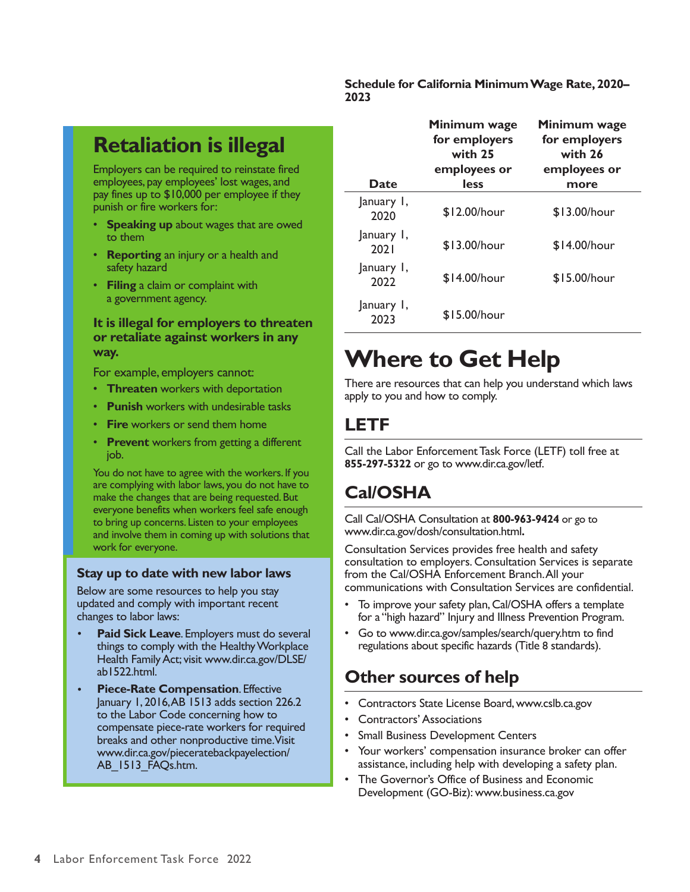## Retaliation is illegal

Employers can be required to reinstate fired employees, pay employees' lost wages, and pay fines up to $10,000 per employee if they punish or fire workers for:

- **Speaking up** about wages that are owed to them
- **Reporting** an injury or a health and safety hazard
- **Filing** a claim or complaint with a government agency.

**It is illegal for employers to threaten or retaliate against workers in any way.**

For example, employers cannot:

- **Threaten** workers with deportation
- **Punish** workers with undesirable tasks
- **Fire** workers or send them home
- **Prevent** workers from getting a different job.

You do not have to agree with the workers. If you are complying with labor laws, you do not have to make the changes that are being requested. But everyone benefits when workers feel safe enough to bring up concerns. Listen to your employees and involve them in coming up with solutions that work for everyone.

### Stay up to date with new labor laws

Below are some resources to help you stay updated and comply with important recent changes to labor laws:

- **Paid Sick Leave**. Employers must do several things to comply with the Healthy Workplace Health Family Act; visit www.dir.ca.gov/DLSE/ab1522.html.
- **Piece-Rate Compensation**. Effective January 1, 2016, AB 1513 adds section 226.2 to the Labor Code concerning how to compensate piece-rate workers for required breaks and other nonproductive time. Visit www.dir.ca.gov/pieceratebackpayelection/AB_1513_FAQs.htm.

**Schedule for California Minimum Wage Rate, 2020–2023**

| Date | Minimum wage for employers with 25 employees or less | Minimum wage for employers with 26 employees or more |
|---|---|---|
| January 1, 2020 | $12.00/hour | $13.00/hour |
| January 1, 2021 | $13.00/hour | $14.00/hour |
| January 1, 2022 | $14.00/hour | $15.00/hour |
| January 1, 2023 | $15.00/hour | |

# Where to Get Help

There are resources that can help you understand which laws apply to you and how to comply.

## LETF

Call the Labor Enforcement Task Force (LETF) toll free at **855-297-5322** or go to www.dir.ca.gov/letf.

## Cal/OSHA

Call Cal/OSHA Consultation at **800-963-9424** or go to www.dir.ca.gov/dosh/consultation.html.

Consultation Services provides free health and safety consultation to employers. Consultation Services is separate from the Cal/OSHA Enforcement Branch. All your communications with Consultation Services are confidential.

- To improve your safety plan, Cal/OSHA offers a template for a "high hazard" Injury and Illness Prevention Program.
- Go to www.dir.ca.gov/samples/search/query.htm to find regulations about specific hazards (Title 8 standards).

## Other sources of help

- Contractors State License Board, www.cslb.ca.gov
- Contractors' Associations
- Small Business Development Centers
- Your workers' compensation insurance broker can offer assistance, including help with developing a safety plan.
- The Governor's Office of Business and Economic Development (GO-Biz): www.business.ca.gov